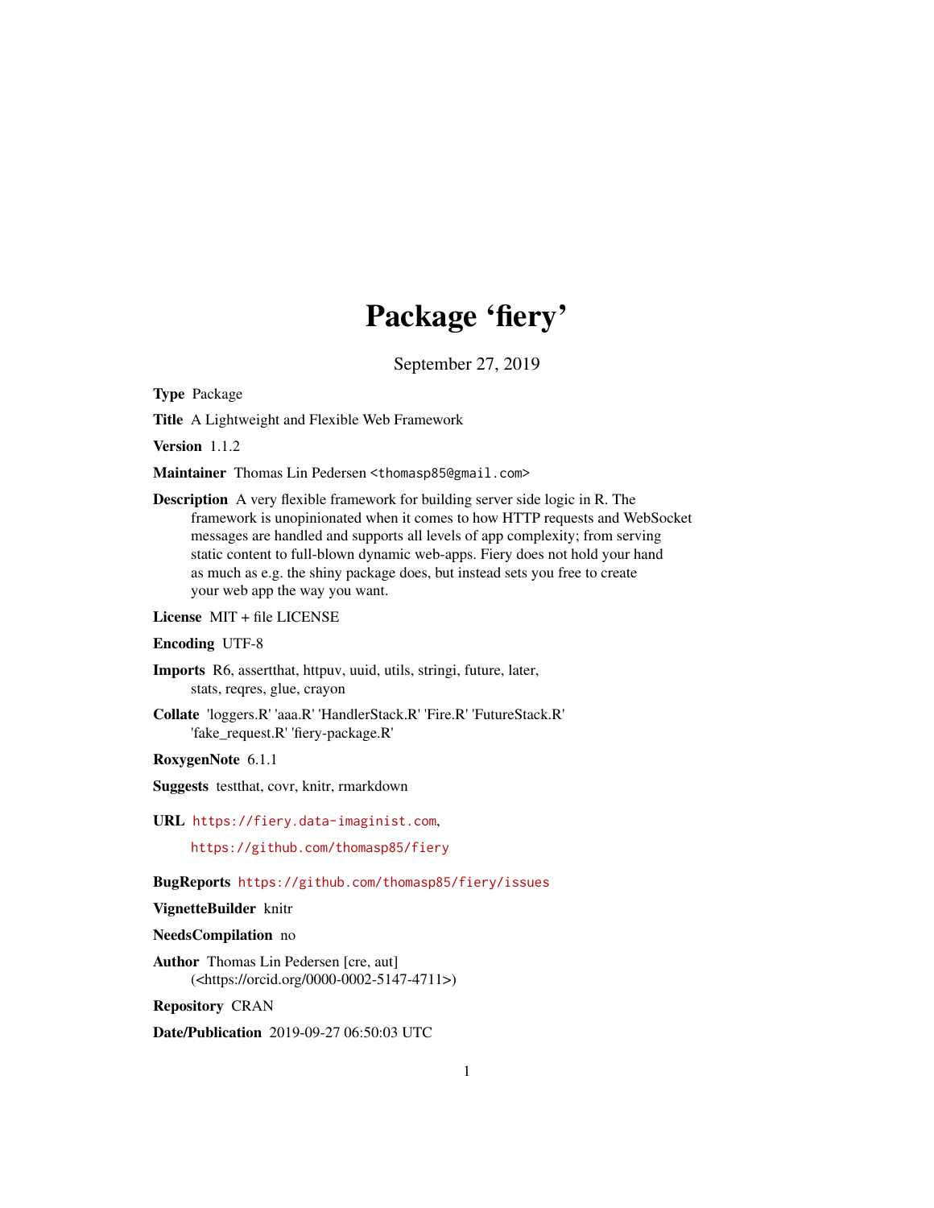# Package 'fiery'

September 27, 2019

**Type** Package

**Title** A Lightweight and Flexible Web Framework

**Version** 1.1.2

**Maintainer** Thomas Lin Pedersen <thomasp85@gmail.com>

**Description** A very flexible framework for building server side logic in R. The framework is unopinionated when it comes to how HTTP requests and WebSocket messages are handled and supports all levels of app complexity; from serving static content to full-blown dynamic web-apps. Fiery does not hold your hand as much as e.g. the shiny package does, but instead sets you free to create your web app the way you want.

**License** MIT + file LICENSE

**Encoding** UTF-8

**Imports** R6, assertthat, httpuv, uuid, utils, stringi, future, later, stats, reqres, glue, crayon

**Collate** 'loggers.R' 'aaa.R' 'HandlerStack.R' 'Fire.R' 'FutureStack.R' 'fake_request.R' 'fiery-package.R'

**RoxygenNote** 6.1.1

**Suggests** testthat, covr, knitr, rmarkdown

**URL** https://fiery.data-imaginist.com,

https://github.com/thomasp85/fiery

**BugReports** https://github.com/thomasp85/fiery/issues

**VignetteBuilder** knitr

**NeedsCompilation** no

**Author** Thomas Lin Pedersen [cre, aut] (<https://orcid.org/0000-0002-5147-4711>)

**Repository** CRAN

**Date/Publication** 2019-09-27 06:50:03 UTC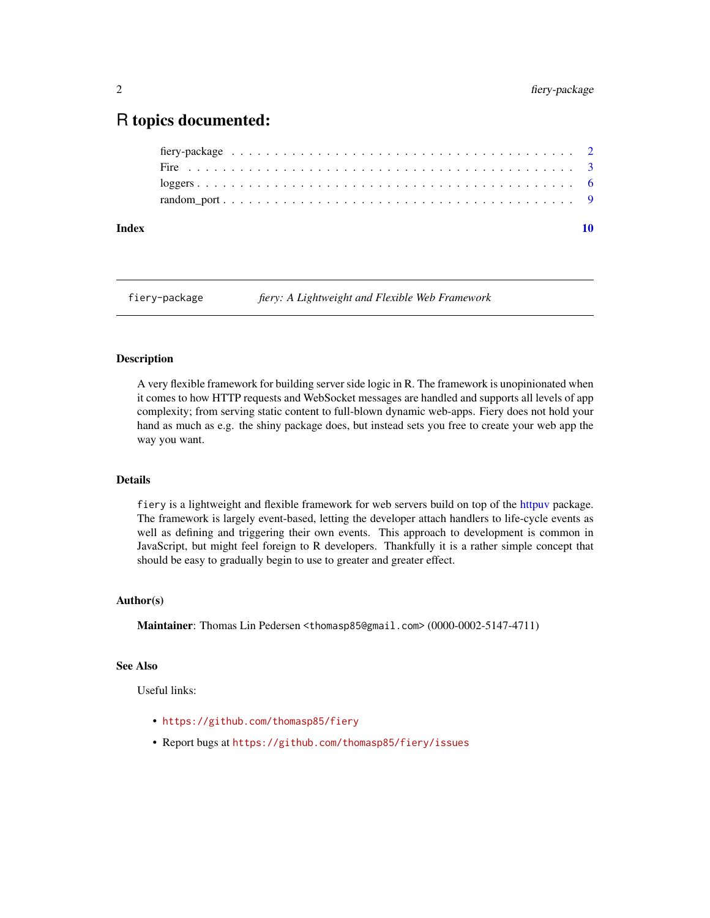# R topics documented:

- fiery-package . . . . . . . . . . . . . . . . . . . . . . . . . . . . . . . . . . . . . . . 2
- Fire . . . . . . . . . . . . . . . . . . . . . . . . . . . . . . . . . . . . . . . . . . . . 3
- loggers . . . . . . . . . . . . . . . . . . . . . . . . . . . . . . . . . . . . . . . . . . 6
- random_port . . . . . . . . . . . . . . . . . . . . . . . . . . . . . . . . . . . . . . . 9

**Index** **10**

---

`fiery-package` *fiery: A Lightweight and Flexible Web Framework*

---

### Description

A very flexible framework for building server side logic in R. The framework is unopinionated when it comes to how HTTP requests and WebSocket messages are handled and supports all levels of app complexity; from serving static content to full-blown dynamic web-apps. Fiery does not hold your hand as much as e.g. the shiny package does, but instead sets you free to create your web app the way you want.

### Details

`fiery` is a lightweight and flexible framework for web servers build on top of the httpuv package. The framework is largely event-based, letting the developer attach handlers to life-cycle events as well as defining and triggering their own events. This approach to development is common in JavaScript, but might feel foreign to R developers. Thankfully it is a rather simple concept that should be easy to gradually begin to use to greater and greater effect.

### Author(s)

**Maintainer**: Thomas Lin Pedersen <thomasp85@gmail.com> (0000-0002-5147-4711)

### See Also

Useful links:

- https://github.com/thomasp85/fiery
- Report bugs at https://github.com/thomasp85/fiery/issues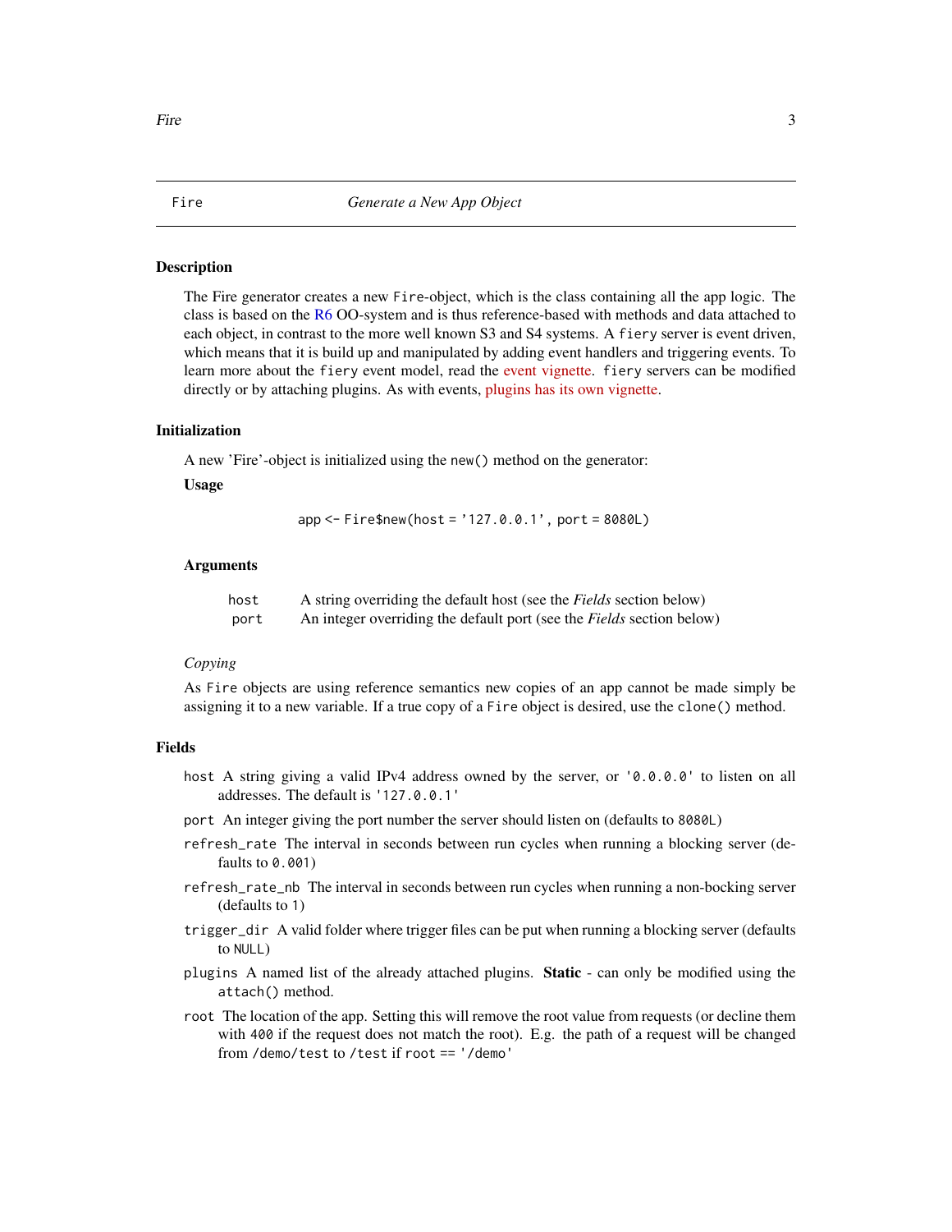## Fire — *Generate a New App Object*

### Description

The Fire generator creates a new `Fire`-object, which is the class containing all the app logic. The class is based on the R6 OO-system and is thus reference-based with methods and data attached to each object, in contrast to the more well known S3 and S4 systems. A `fiery` server is event driven, which means that it is build up and manipulated by adding event handlers and triggering events. To learn more about the `fiery` event model, read the event vignette. `fiery` servers can be modified directly or by attaching plugins. As with events, plugins has its own vignette.

### Initialization

A new 'Fire'-object is initialized using the `new()` method on the generator:

**Usage**

```
app <- Fire$new(host = '127.0.0.1', port = 8080L)
```

**Arguments**

| | |
|---|---|
| `host` | A string overriding the default host (see the *Fields* section below) |
| `port` | An integer overriding the default port (see the *Fields* section below) |

*Copying*

As `Fire` objects are using reference semantics new copies of an app cannot be made simply be assigning it to a new variable. If a true copy of a `Fire` object is desired, use the `clone()` method.

### Fields

- `host` A string giving a valid IPv4 address owned by the server, or `'0.0.0.0'` to listen on all addresses. The default is `'127.0.0.1'`
- `port` An integer giving the port number the server should listen on (defaults to `8080L`)
- `refresh_rate` The interval in seconds between run cycles when running a blocking server (defaults to `0.001`)
- `refresh_rate_nb` The interval in seconds between run cycles when running a non-bocking server (defaults to `1`)
- `trigger_dir` A valid folder where trigger files can be put when running a blocking server (defaults to `NULL`)
- `plugins` A named list of the already attached plugins. **Static** - can only be modified using the `attach()` method.
- `root` The location of the app. Setting this will remove the root value from requests (or decline them with `400` if the request does not match the root). E.g. the path of a request will be changed from `/demo/test` to `/test` if `root == '/demo'`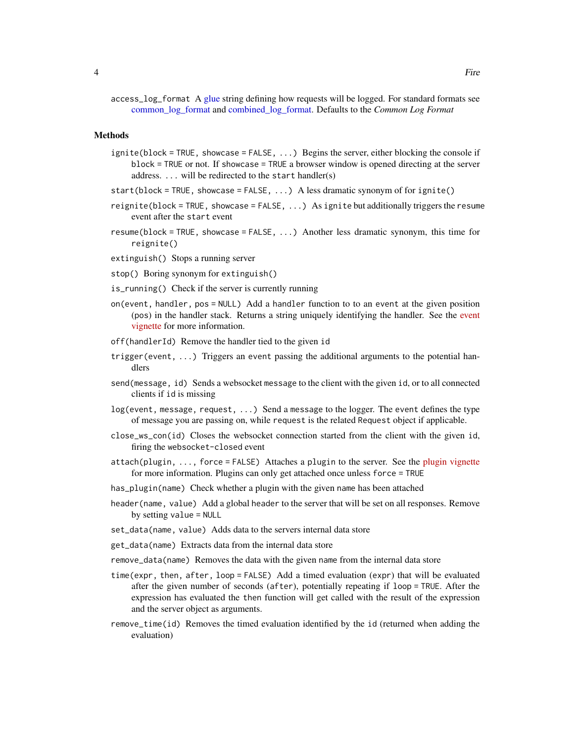`access_log_format` A glue string defining how requests will be logged. For standard formats see common_log_format and combined_log_format. Defaults to the *Common Log Format*

### Methods

`ignite(block = TRUE, showcase = FALSE, ...)` Begins the server, either blocking the console if `block = TRUE` or not. If `showcase = TRUE` a browser window is opened directing at the server address. `...` will be redirected to the `start` handler(s)

`start(block = TRUE, showcase = FALSE, ...)` A less dramatic synonym of for `ignite()`

`reignite(block = TRUE, showcase = FALSE, ...)` As `ignite` but additionally triggers the `resume` event after the `start` event

`resume(block = TRUE, showcase = FALSE, ...)` Another less dramatic synonym, this time for `reignite()`

`extinguish()` Stops a running server

`stop()` Boring synonym for `extinguish()`

`is_running()` Check if the server is currently running

`on(event, handler, pos = NULL)` Add a `handler` function to to an `event` at the given position (`pos`) in the handler stack. Returns a string uniquely identifying the handler. See the event vignette for more information.

`off(handlerId)` Remove the handler tied to the given `id`

`trigger(event, ...)` Triggers an `event` passing the additional arguments to the potential handlers

`send(message, id)` Sends a websocket `message` to the client with the given `id`, or to all connected clients if `id` is missing

`log(event, message, request, ...)` Send a `message` to the logger. The `event` defines the type of message you are passing on, while `request` is the related `Request` object if applicable.

`close_ws_con(id)` Closes the websocket connection started from the client with the given `id`, firing the `websocket-closed` event

`attach(plugin, ..., force = FALSE)` Attaches a `plugin` to the server. See the plugin vignette for more information. Plugins can only get attached once unless `force = TRUE`

`has_plugin(name)` Check whether a plugin with the given `name` has been attached

`header(name, value)` Add a global `header` to the server that will be set on all responses. Remove by setting `value = NULL`

`set_data(name, value)` Adds data to the servers internal data store

`get_data(name)` Extracts data from the internal data store

`remove_data(name)` Removes the data with the given `name` from the internal data store

`time(expr, then, after, loop = FALSE)` Add a timed evaluation (`expr`) that will be evaluated after the given number of seconds (`after`), potentially repeating if `loop = TRUE`. After the expression has evaluated the `then` function will get called with the result of the expression and the server object as arguments.

`remove_time(id)` Removes the timed evaluation identified by the `id` (returned when adding the evaluation)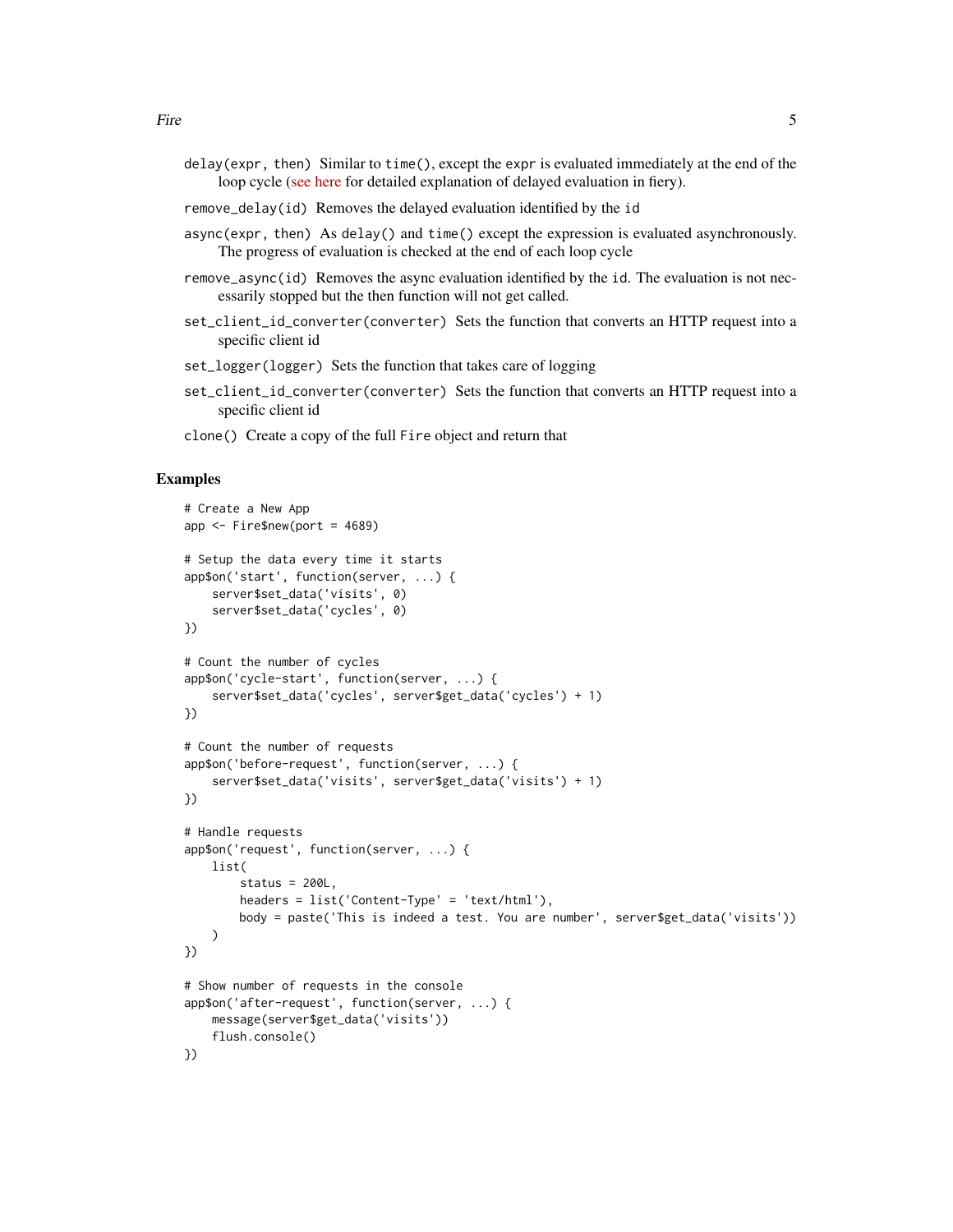`delay(expr, then)` Similar to `time()`, except the `expr` is evaluated immediately at the end of the loop cycle (see here for detailed explanation of delayed evaluation in fiery).

`remove_delay(id)` Removes the delayed evaluation identified by the `id`

`async(expr, then)` As `delay()` and `time()` except the expression is evaluated asynchronously. The progress of evaluation is checked at the end of each loop cycle

`remove_async(id)` Removes the async evaluation identified by the `id`. The evaluation is not necessarily stopped but the then function will not get called.

`set_client_id_converter(converter)` Sets the function that converts an HTTP request into a specific client id

`set_logger(logger)` Sets the function that takes care of logging

`set_client_id_converter(converter)` Sets the function that converts an HTTP request into a specific client id

`clone()` Create a copy of the full `Fire` object and return that

## Examples

```
# Create a New App
app <- Fire$new(port = 4689)

# Setup the data every time it starts
app$on('start', function(server, ...) {
    server$set_data('visits', 0)
    server$set_data('cycles', 0)
})

# Count the number of cycles
app$on('cycle-start', function(server, ...) {
    server$set_data('cycles', server$get_data('cycles') + 1)
})

# Count the number of requests
app$on('before-request', function(server, ...) {
    server$set_data('visits', server$get_data('visits') + 1)
})

# Handle requests
app$on('request', function(server, ...) {
    list(
        status = 200L,
        headers = list('Content-Type' = 'text/html'),
        body = paste('This is indeed a test. You are number', server$get_data('visits'))
    )
})

# Show number of requests in the console
app$on('after-request', function(server, ...) {
    message(server$get_data('visits'))
    flush.console()
})
```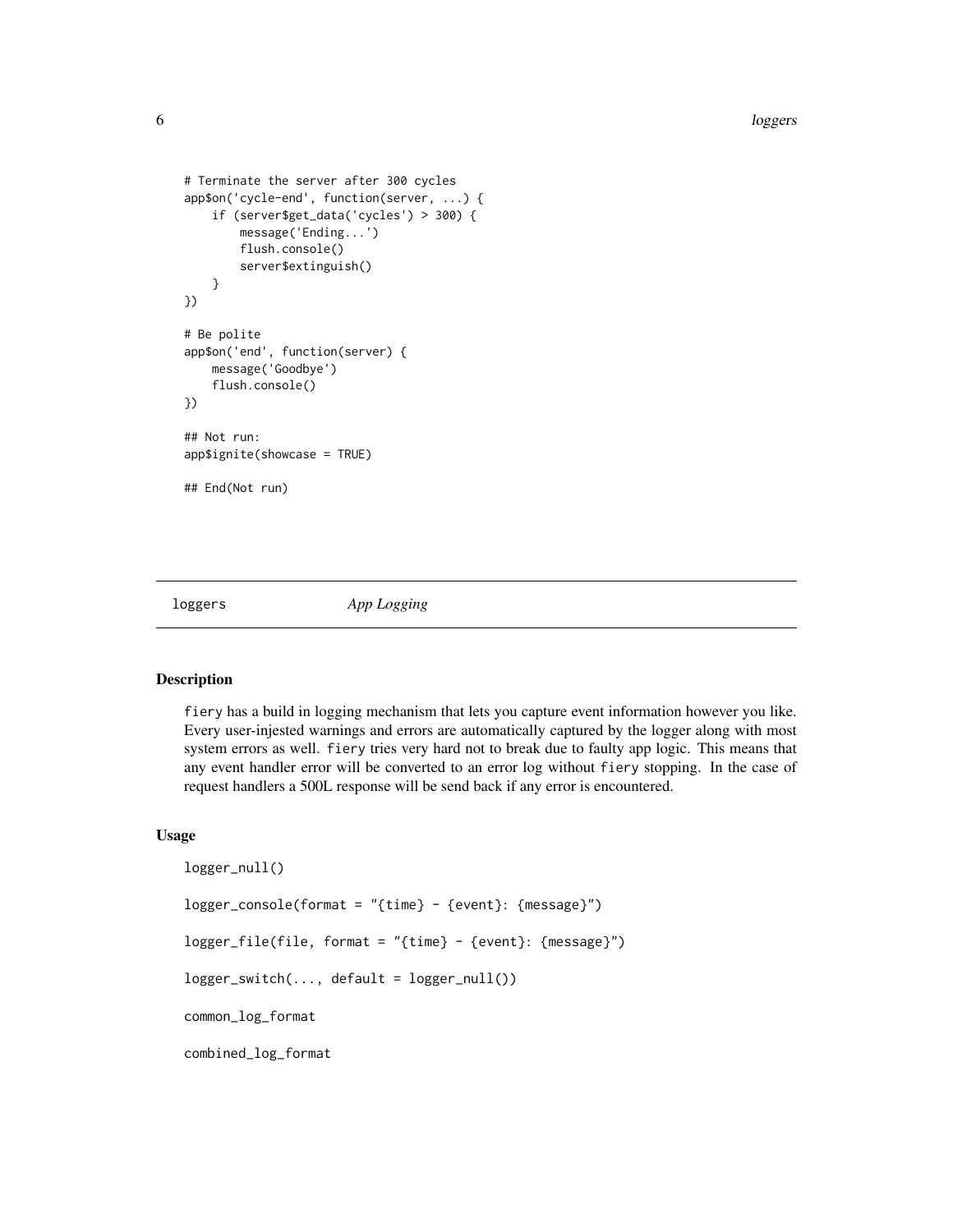```
# Terminate the server after 300 cycles
app$on('cycle-end', function(server, ...) {
    if (server$get_data('cycles') > 300) {
        message('Ending...')
        flush.console()
        server$extinguish()
    }
})

# Be polite
app$on('end', function(server) {
    message('Goodbye')
    flush.console()
})

## Not run:
app$ignite(showcase = TRUE)

## End(Not run)
```

---

## loggers — *App Logging*

---

### Description

fiery has a build in logging mechanism that lets you capture event information however you like. Every user-injested warnings and errors are automatically captured by the logger along with most system errors as well. fiery tries very hard not to break due to faulty app logic. This means that any event handler error will be converted to an error log without fiery stopping. In the case of request handlers a 500L response will be send back if any error is encountered.

### Usage

```
logger_null()

logger_console(format = "{time} - {event}: {message}")

logger_file(file, format = "{time} - {event}: {message}")

logger_switch(..., default = logger_null())

common_log_format

combined_log_format
```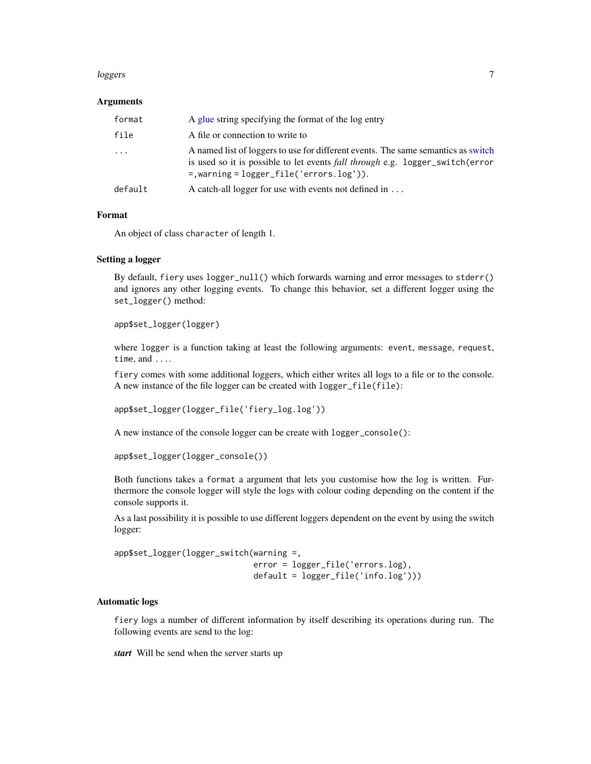### Arguments

| | |
|---|---|
| `format` | A glue string specifying the format of the log entry |
| `file` | A file or connection to write to |
| `...` | A named list of loggers to use for different events. The same semantics as switch is used so it is possible to let events *fall through* e.g. `logger_switch(error =, warning = logger_file('errors.log'))`. |
| `default` | A catch-all logger for use with events not defined in `...` |

### Format

An object of class `character` of length 1.

### Setting a logger

By default, `fiery` uses `logger_null()` which forwards warning and error messages to `stderr()` and ignores any other logging events. To change this behavior, set a different logger using the `set_logger()` method:

```
app$set_logger(logger)
```

where `logger` is a function taking at least the following arguments: `event`, `message`, `request`, `time`, and `...`.

`fiery` comes with some additional loggers, which either writes all logs to a file or to the console. A new instance of the file logger can be created with `logger_file(file)`:

```
app$set_logger(logger_file('fiery_log.log'))
```

A new instance of the console logger can be create with `logger_console()`:

```
app$set_logger(logger_console())
```

Both functions takes a `format` a argument that lets you customise how the log is written. Furthermore the console logger will style the logs with colour coding depending on the content if the console supports it.

As a last possibility it is possible to use different loggers dependent on the event by using the switch logger:

```
app$set_logger(logger_switch(warning =,
                             error = logger_file('errors.log),
                             default = logger_file('info.log')))
```

### Automatic logs

`fiery` logs a number of different information by itself describing its operations during run. The following events are send to the log:

***start*** Will be send when the server starts up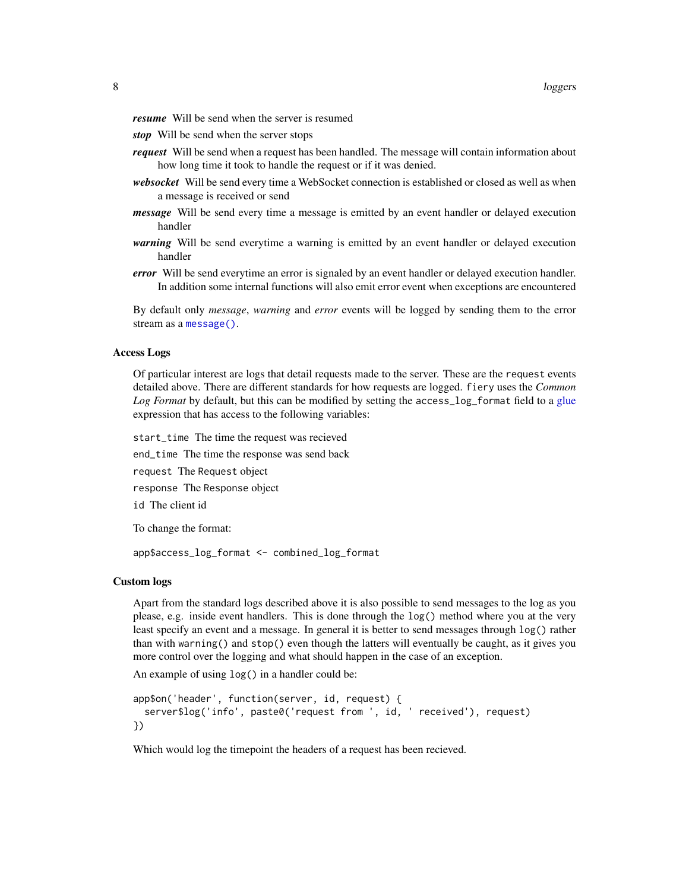***resume*** Will be send when the server is resumed

***stop*** Will be send when the server stops

***request*** Will be send when a request has been handled. The message will contain information about how long time it took to handle the request or if it was denied.

***websocket*** Will be send every time a WebSocket connection is established or closed as well as when a message is received or send

***message*** Will be send every time a message is emitted by an event handler or delayed execution handler

***warning*** Will be send everytime a warning is emitted by an event handler or delayed execution handler

***error*** Will be send everytime an error is signaled by an event handler or delayed execution handler. In addition some internal functions will also emit error event when exceptions are encountered

By default only *message*, *warning* and *error* events will be logged by sending them to the error stream as a `message()`.

### Access Logs

Of particular interest are logs that detail requests made to the server. These are the `request` events detailed above. There are different standards for how requests are logged. `fiery` uses the *Common Log Format* by default, but this can be modified by setting the `access_log_format` field to a glue expression that has access to the following variables:

`start_time` The time the request was recieved

`end_time` The time the response was send back

`request` The `Request` object

`response` The `Response` object

`id` The client id

To change the format:

```
app$access_log_format <- combined_log_format
```

### Custom logs

Apart from the standard logs described above it is also possible to send messages to the log as you please, e.g. inside event handlers. This is done through the `log()` method where you at the very least specify an event and a message. In general it is better to send messages through `log()` rather than with `warning()` and `stop()` even though the latters will eventually be caught, as it gives you more control over the logging and what should happen in the case of an exception.

An example of using `log()` in a handler could be:

```
app$on('header', function(server, id, request) {
  server$log('info', paste0('request from ', id, ' received'), request)
})
```

Which would log the timepoint the headers of a request has been recieved.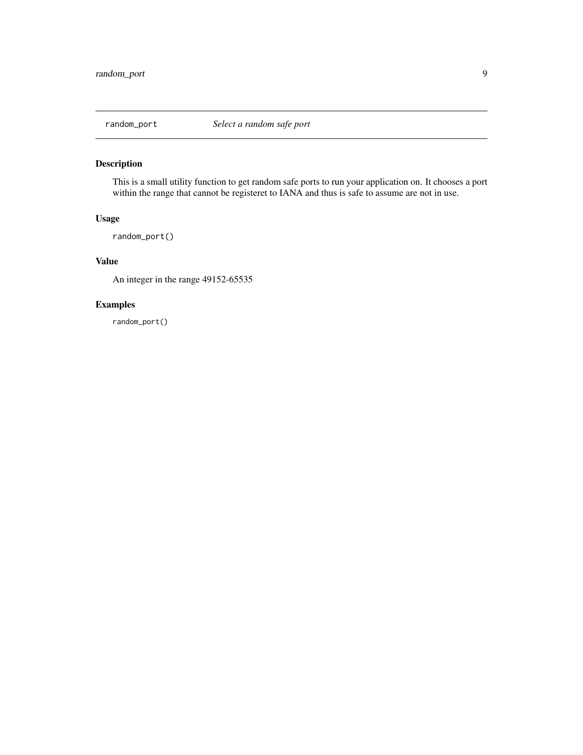## random_port — *Select a random safe port*

### Description

This is a small utility function to get random safe ports to run your application on. It chooses a port within the range that cannot be registeret to IANA and thus is safe to assume are not in use.

### Usage

```
random_port()
```

### Value

An integer in the range 49152-65535

### Examples

```
random_port()
```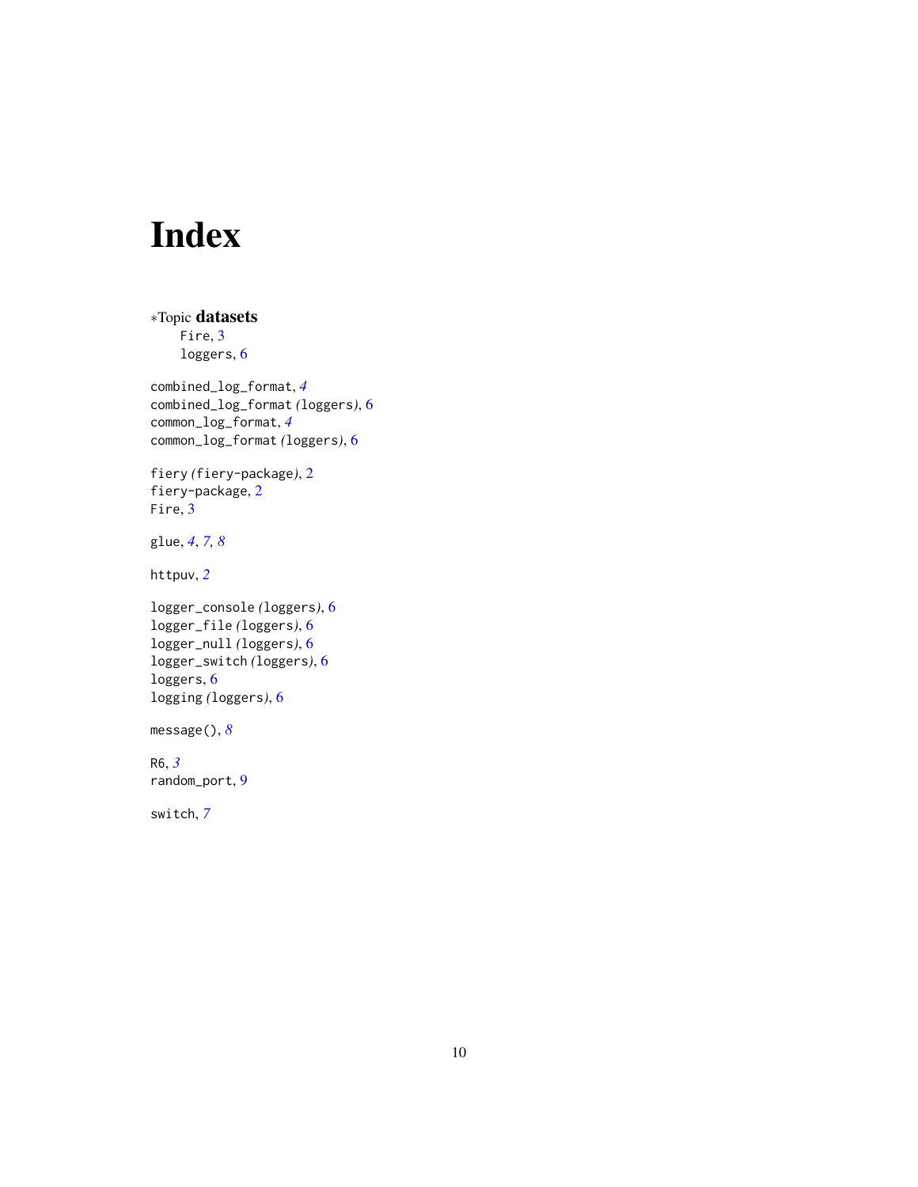# Index

∗Topic **datasets**

Fire, 3
loggers, 6

combined_log_format, *4*
combined_log_format *(*loggers*)*, 6
common_log_format, *4*
common_log_format *(*loggers*)*, 6

fiery *(*fiery-package*)*, 2
fiery-package, 2
Fire, 3

glue, *4*, *7, 8*

httpuv, *2*

logger_console *(*loggers*)*, 6
logger_file *(*loggers*)*, 6
logger_null *(*loggers*)*, 6
logger_switch *(*loggers*)*, 6
loggers, 6
logging *(*loggers*)*, 6

message(), *8*

R6, *3*
random_port, 9

switch, *7*